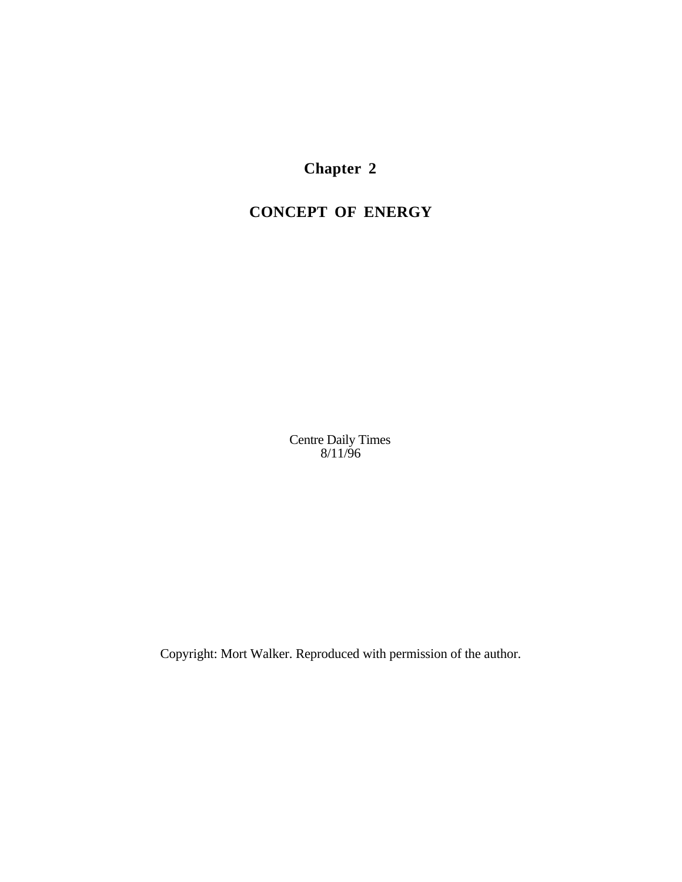# Chapter 2

## CONCEPT OF ENERGY

Centre Daily Times
8/11/96

Copyright: Mort Walker. Reproduced with permission of the author.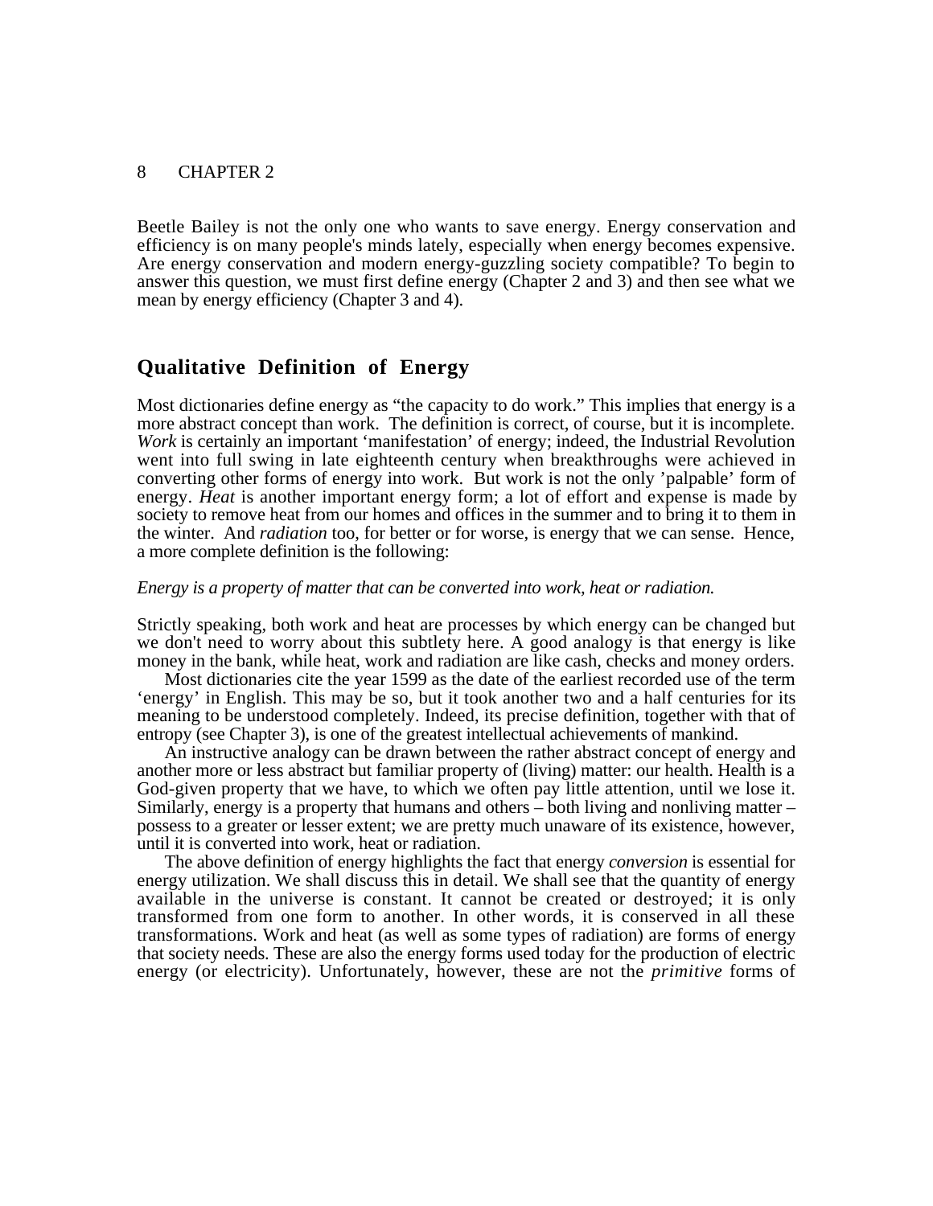Beetle Bailey is not the only one who wants to save energy. Energy conservation and efficiency is on many people's minds lately, especially when energy becomes expensive. Are energy conservation and modern energy-guzzling society compatible? To begin to answer this question, we must first define energy (Chapter 2 and 3) and then see what we mean by energy efficiency (Chapter 3 and 4).

## Qualitative Definition of Energy

Most dictionaries define energy as “the capacity to do work.” This implies that energy is a more abstract concept than work. The definition is correct, of course, but it is incomplete. *Work* is certainly an important ‘manifestation’ of energy; indeed, the Industrial Revolution went into full swing in late eighteenth century when breakthroughs were achieved in converting other forms of energy into work. But work is not the only ’palpable’ form of energy. *Heat* is another important energy form; a lot of effort and expense is made by society to remove heat from our homes and offices in the summer and to bring it to them in the winter. And *radiation* too, for better or for worse, is energy that we can sense. Hence, a more complete definition is the following:

*Energy is a property of matter that can be converted into work, heat or radiation.*

Strictly speaking, both work and heat are processes by which energy can be changed but we don't need to worry about this subtlety here. A good analogy is that energy is like money in the bank, while heat, work and radiation are like cash, checks and money orders.

Most dictionaries cite the year 1599 as the date of the earliest recorded use of the term ‘energy’ in English. This may be so, but it took another two and a half centuries for its meaning to be understood completely. Indeed, its precise definition, together with that of entropy (see Chapter 3), is one of the greatest intellectual achievements of mankind.

An instructive analogy can be drawn between the rather abstract concept of energy and another more or less abstract but familiar property of (living) matter: our health. Health is a God-given property that we have, to which we often pay little attention, until we lose it. Similarly, energy is a property that humans and others – both living and nonliving matter – possess to a greater or lesser extent; we are pretty much unaware of its existence, however, until it is converted into work, heat or radiation.

The above definition of energy highlights the fact that energy *conversion* is essential for energy utilization. We shall discuss this in detail. We shall see that the quantity of energy available in the universe is constant. It cannot be created or destroyed; it is only transformed from one form to another. In other words, it is conserved in all these transformations. Work and heat (as well as some types of radiation) are forms of energy that society needs. These are also the energy forms used today for the production of electric energy (or electricity). Unfortunately, however, these are not the *primitive* forms of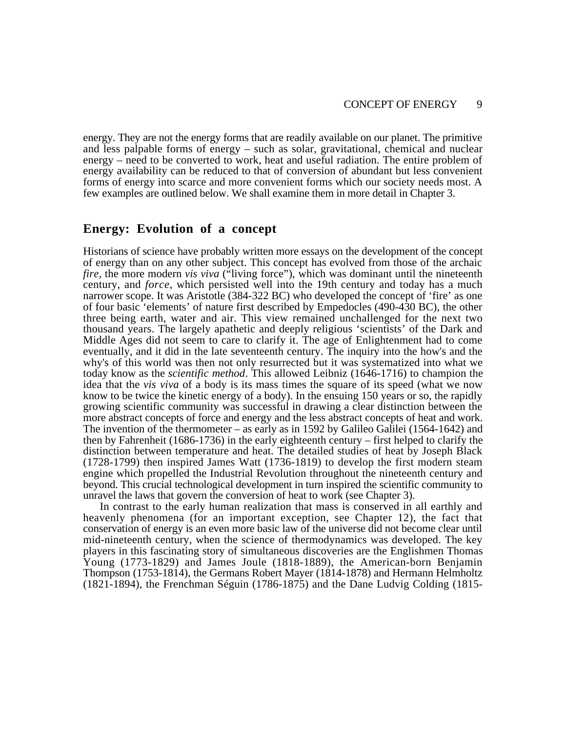energy. They are not the energy forms that are readily available on our planet. The primitive and less palpable forms of energy – such as solar, gravitational, chemical and nuclear energy – need to be converted to work, heat and useful radiation. The entire problem of energy availability can be reduced to that of conversion of abundant but less convenient forms of energy into scarce and more convenient forms which our society needs most. A few examples are outlined below. We shall examine them in more detail in Chapter 3.

## Energy: Evolution of a concept

Historians of science have probably written more essays on the development of the concept of energy than on any other subject. This concept has evolved from those of the archaic *fire*, the more modern *vis viva* ("living force"), which was dominant until the nineteenth century, and *force*, which persisted well into the 19th century and today has a much narrower scope. It was Aristotle (384-322 BC) who developed the concept of 'fire' as one of four basic 'elements' of nature first described by Empedocles (490-430 BC), the other three being earth, water and air. This view remained unchallenged for the next two thousand years. The largely apathetic and deeply religious 'scientists' of the Dark and Middle Ages did not seem to care to clarify it. The age of Enlightenment had to come eventually, and it did in the late seventeenth century. The inquiry into the how's and the why's of this world was then not only resurrected but it was systematized into what we today know as the *scientific method*. This allowed Leibniz (1646-1716) to champion the idea that the *vis viva* of a body is its mass times the square of its speed (what we now know to be twice the kinetic energy of a body). In the ensuing 150 years or so, the rapidly growing scientific community was successful in drawing a clear distinction between the more abstract concepts of force and energy and the less abstract concepts of heat and work. The invention of the thermometer – as early as in 1592 by Galileo Galilei (1564-1642) and then by Fahrenheit (1686-1736) in the early eighteenth century – first helped to clarify the distinction between temperature and heat. The detailed studies of heat by Joseph Black (1728-1799) then inspired James Watt (1736-1819) to develop the first modern steam engine which propelled the Industrial Revolution throughout the nineteenth century and beyond. This crucial technological development in turn inspired the scientific community to unravel the laws that govern the conversion of heat to work (see Chapter 3).

In contrast to the early human realization that mass is conserved in all earthly and heavenly phenomena (for an important exception, see Chapter 12), the fact that conservation of energy is an even more basic law of the universe did not become clear until mid-nineteenth century, when the science of thermodynamics was developed. The key players in this fascinating story of simultaneous discoveries are the Englishmen Thomas Young (1773-1829) and James Joule (1818-1889), the American-born Benjamin Thompson (1753-1814), the Germans Robert Mayer (1814-1878) and Hermann Helmholtz (1821-1894), the Frenchman Séguin (1786-1875) and the Dane Ludvig Colding (1815-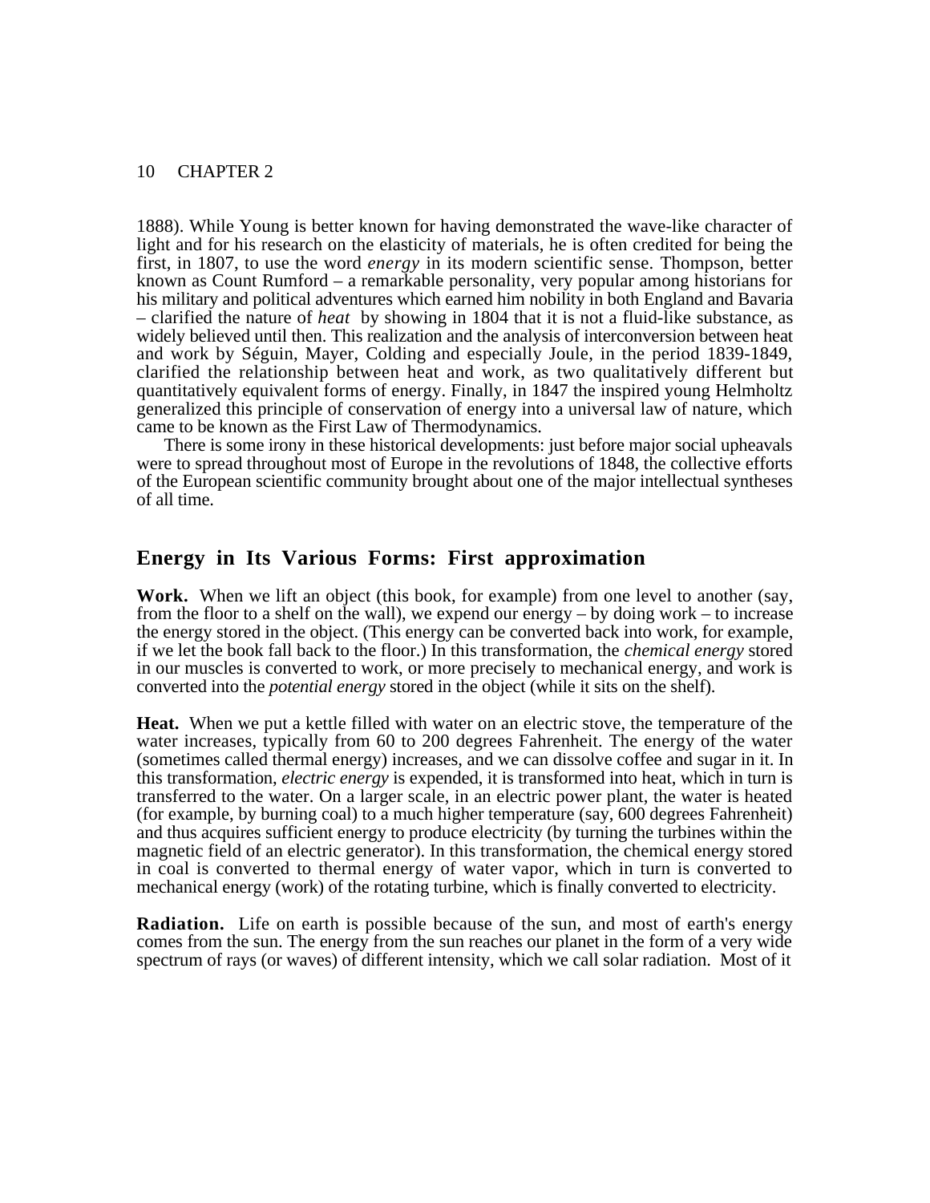1888). While Young is better known for having demonstrated the wave-like character of light and for his research on the elasticity of materials, he is often credited for being the first, in 1807, to use the word *energy* in its modern scientific sense. Thompson, better known as Count Rumford – a remarkable personality, very popular among historians for his military and political adventures which earned him nobility in both England and Bavaria – clarified the nature of *heat* by showing in 1804 that it is not a fluid-like substance, as widely believed until then. This realization and the analysis of interconversion between heat and work by Séguin, Mayer, Colding and especially Joule, in the period 1839-1849, clarified the relationship between heat and work, as two qualitatively different but quantitatively equivalent forms of energy. Finally, in 1847 the inspired young Helmholtz generalized this principle of conservation of energy into a universal law of nature, which came to be known as the First Law of Thermodynamics.

There is some irony in these historical developments: just before major social upheavals were to spread throughout most of Europe in the revolutions of 1848, the collective efforts of the European scientific community brought about one of the major intellectual syntheses of all time.

## Energy in Its Various Forms: First approximation

**Work.** When we lift an object (this book, for example) from one level to another (say, from the floor to a shelf on the wall), we expend our energy – by doing work – to increase the energy stored in the object. (This energy can be converted back into work, for example, if we let the book fall back to the floor.) In this transformation, the *chemical energy* stored in our muscles is converted to work, or more precisely to mechanical energy, and work is converted into the *potential energy* stored in the object (while it sits on the shelf).

**Heat.** When we put a kettle filled with water on an electric stove, the temperature of the water increases, typically from 60 to 200 degrees Fahrenheit. The energy of the water (sometimes called thermal energy) increases, and we can dissolve coffee and sugar in it. In this transformation, *electric energy* is expended, it is transformed into heat, which in turn is transferred to the water. On a larger scale, in an electric power plant, the water is heated (for example, by burning coal) to a much higher temperature (say, 600 degrees Fahrenheit) and thus acquires sufficient energy to produce electricity (by turning the turbines within the magnetic field of an electric generator). In this transformation, the chemical energy stored in coal is converted to thermal energy of water vapor, which in turn is converted to mechanical energy (work) of the rotating turbine, which is finally converted to electricity.

**Radiation.** Life on earth is possible because of the sun, and most of earth's energy comes from the sun. The energy from the sun reaches our planet in the form of a very wide spectrum of rays (or waves) of different intensity, which we call solar radiation. Most of it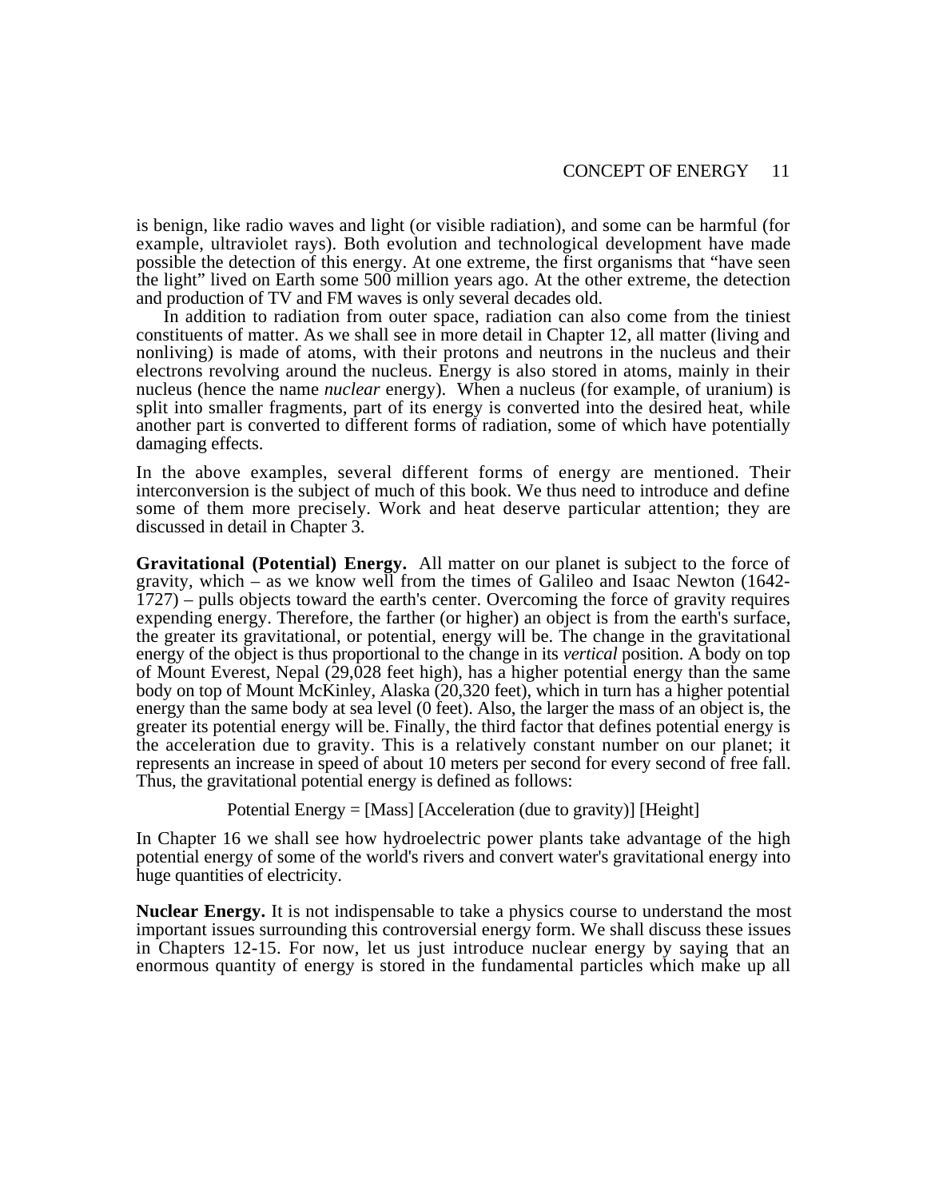is benign, like radio waves and light (or visible radiation), and some can be harmful (for example, ultraviolet rays). Both evolution and technological development have made possible the detection of this energy. At one extreme, the first organisms that "have seen the light" lived on Earth some 500 million years ago. At the other extreme, the detection and production of TV and FM waves is only several decades old.

In addition to radiation from outer space, radiation can also come from the tiniest constituents of matter. As we shall see in more detail in Chapter 12, all matter (living and nonliving) is made of atoms, with their protons and neutrons in the nucleus and their electrons revolving around the nucleus. Energy is also stored in atoms, mainly in their nucleus (hence the name *nuclear* energy). When a nucleus (for example, of uranium) is split into smaller fragments, part of its energy is converted into the desired heat, while another part is converted to different forms of radiation, some of which have potentially damaging effects.

In the above examples, several different forms of energy are mentioned. Their interconversion is the subject of much of this book. We thus need to introduce and define some of them more precisely. Work and heat deserve particular attention; they are discussed in detail in Chapter 3.

**Gravitational (Potential) Energy.** All matter on our planet is subject to the force of gravity, which – as we know well from the times of Galileo and Isaac Newton (1642-1727) – pulls objects toward the earth's center. Overcoming the force of gravity requires expending energy. Therefore, the farther (or higher) an object is from the earth's surface, the greater its gravitational, or potential, energy will be. The change in the gravitational energy of the object is thus proportional to the change in its *vertical* position. A body on top of Mount Everest, Nepal (29,028 feet high), has a higher potential energy than the same body on top of Mount McKinley, Alaska (20,320 feet), which in turn has a higher potential energy than the same body at sea level (0 feet). Also, the larger the mass of an object is, the greater its potential energy will be. Finally, the third factor that defines potential energy is the acceleration due to gravity. This is a relatively constant number on our planet; it represents an increase in speed of about 10 meters per second for every second of free fall. Thus, the gravitational potential energy is defined as follows:

Potential Energy = [Mass] [Acceleration (due to gravity)] [Height]

In Chapter 16 we shall see how hydroelectric power plants take advantage of the high potential energy of some of the world's rivers and convert water's gravitational energy into huge quantities of electricity.

**Nuclear Energy.** It is not indispensable to take a physics course to understand the most important issues surrounding this controversial energy form. We shall discuss these issues in Chapters 12-15. For now, let us just introduce nuclear energy by saying that an enormous quantity of energy is stored in the fundamental particles which make up all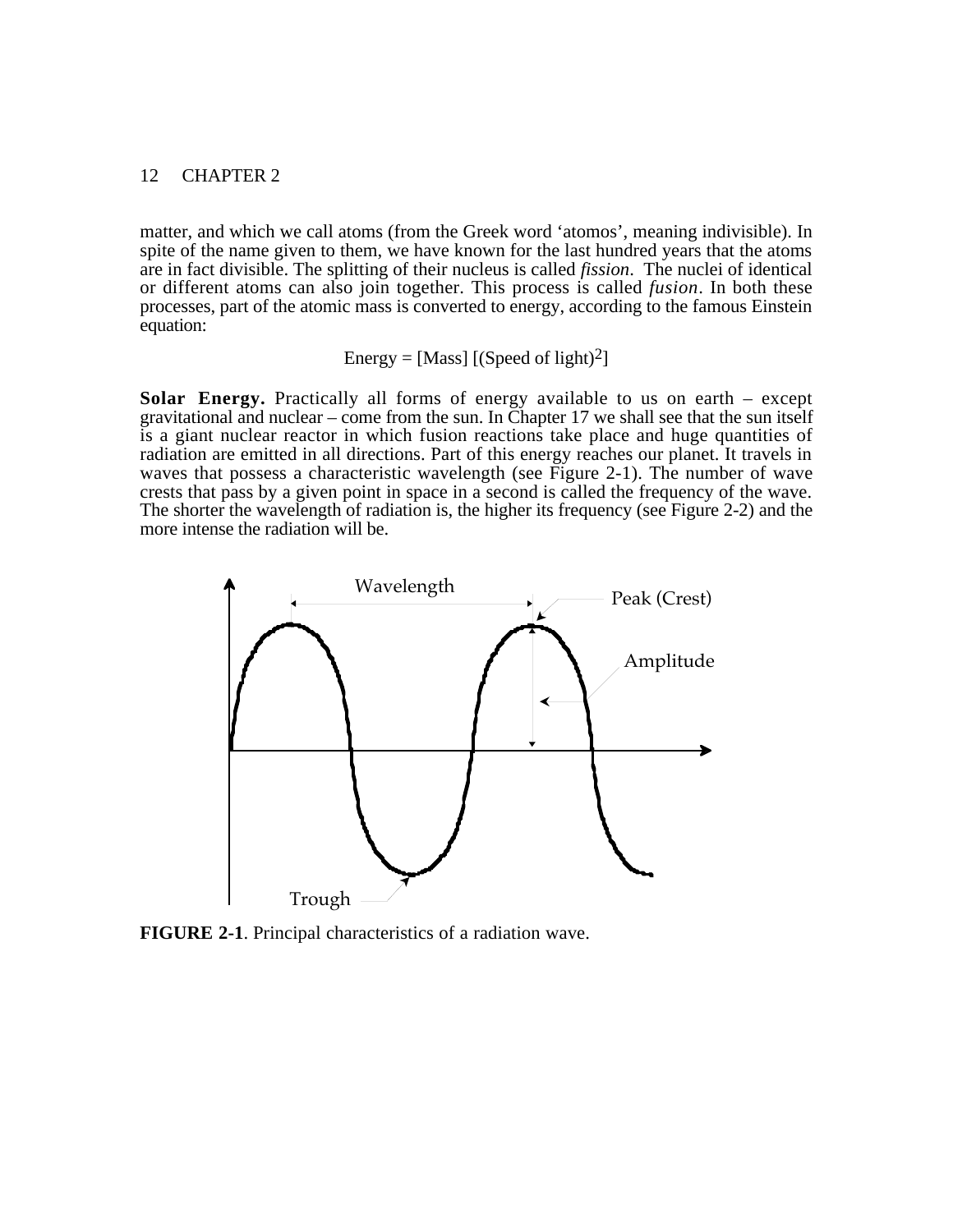matter, and which we call atoms (from the Greek word 'atomos', meaning indivisible). In spite of the name given to them, we have known for the last hundred years that the atoms are in fact divisible. The splitting of their nucleus is called *fission*. The nuclei of identical or different atoms can also join together. This process is called *fusion*. In both these processes, part of the atomic mass is converted to energy, according to the famous Einstein equation:

$$\text{Energy} = [\text{Mass}]\,[(\text{Speed of light})^2]$$

**Solar Energy.** Practically all forms of energy available to us on earth – except gravitational and nuclear – come from the sun. In Chapter 17 we shall see that the sun itself is a giant nuclear reactor in which fusion reactions take place and huge quantities of radiation are emitted in all directions. Part of this energy reaches our planet. It travels in waves that possess a characteristic wavelength (see Figure 2-1). The number of wave crests that pass by a given point in space in a second is called the frequency of the wave. The shorter the wavelength of radiation is, the higher its frequency (see Figure 2-2) and the more intense the radiation will be.

**FIGURE 2-1**. Principal characteristics of a radiation wave.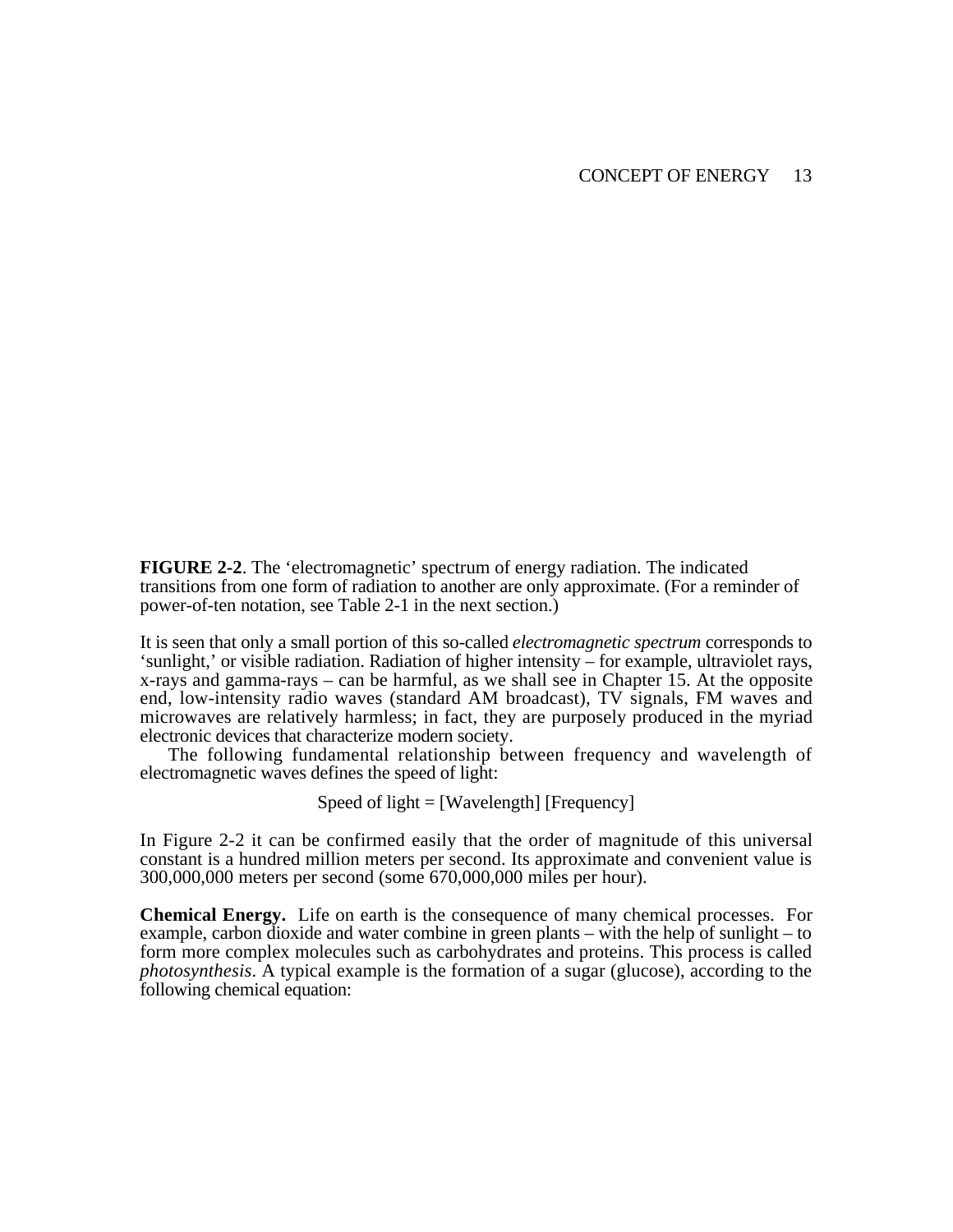**FIGURE 2-2**. The 'electromagnetic' spectrum of energy radiation. The indicated transitions from one form of radiation to another are only approximate. (For a reminder of power-of-ten notation, see Table 2-1 in the next section.)

It is seen that only a small portion of this so-called *electromagnetic spectrum* corresponds to 'sunlight,' or visible radiation. Radiation of higher intensity – for example, ultraviolet rays, x-rays and gamma-rays – can be harmful, as we shall see in Chapter 15. At the opposite end, low-intensity radio waves (standard AM broadcast), TV signals, FM waves and microwaves are relatively harmless; in fact, they are purposely produced in the myriad electronic devices that characterize modern society.

The following fundamental relationship between frequency and wavelength of electromagnetic waves defines the speed of light:

$$\text{Speed of light} = [\text{Wavelength}]\,[\text{Frequency}]$$

In Figure 2-2 it can be confirmed easily that the order of magnitude of this universal constant is a hundred million meters per second. Its approximate and convenient value is 300,000,000 meters per second (some 670,000,000 miles per hour).

**Chemical Energy.** Life on earth is the consequence of many chemical processes. For example, carbon dioxide and water combine in green plants – with the help of sunlight – to form more complex molecules such as carbohydrates and proteins. This process is called *photosynthesis*. A typical example is the formation of a sugar (glucose), according to the following chemical equation: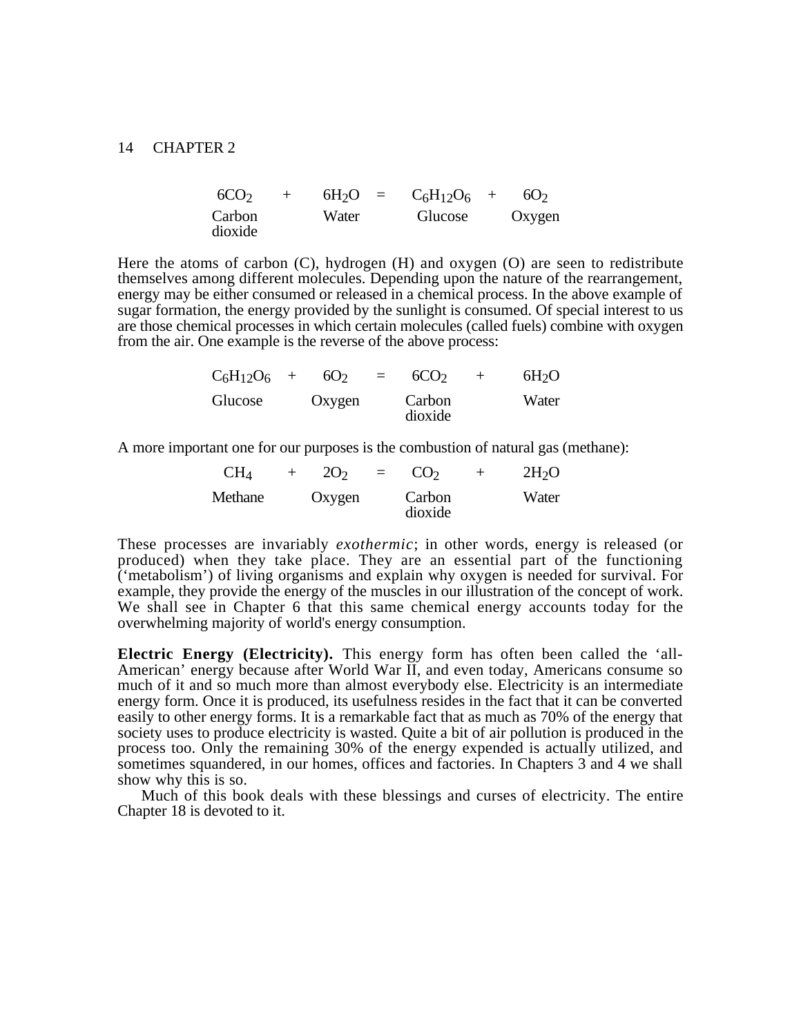$$6CO_2 + 6H_2O = C_6H_{12}O_6 + 6O_2$$

| Carbon dioxide | Water | Glucose | Oxygen |
|---|---|---|---|

Here the atoms of carbon (C), hydrogen (H) and oxygen (O) are seen to redistribute themselves among different molecules. Depending upon the nature of the rearrangement, energy may be either consumed or released in a chemical process. In the above example of sugar formation, the energy provided by the sunlight is consumed. Of special interest to us are those chemical processes in which certain molecules (called fuels) combine with oxygen from the air. One example is the reverse of the above process:

$$C_6H_{12}O_6 + 6O_2 = 6CO_2 + 6H_2O$$

| Glucose | Oxygen | Carbon dioxide | Water |
|---|---|---|---|

A more important one for our purposes is the combustion of natural gas (methane):

$$CH_4 + 2O_2 = CO_2 + 2H_2O$$

| Methane | Oxygen | Carbon dioxide | Water |
|---|---|---|---|

These processes are invariably *exothermic*; in other words, energy is released (or produced) when they take place. They are an essential part of the functioning ('metabolism') of living organisms and explain why oxygen is needed for survival. For example, they provide the energy of the muscles in our illustration of the concept of work. We shall see in Chapter 6 that this same chemical energy accounts today for the overwhelming majority of world's energy consumption.

**Electric Energy (Electricity).** This energy form has often been called the 'all-American' energy because after World War II, and even today, Americans consume so much of it and so much more than almost everybody else. Electricity is an intermediate energy form. Once it is produced, its usefulness resides in the fact that it can be converted easily to other energy forms. It is a remarkable fact that as much as 70% of the energy that society uses to produce electricity is wasted. Quite a bit of air pollution is produced in the process too. Only the remaining 30% of the energy expended is actually utilized, and sometimes squandered, in our homes, offices and factories. In Chapters 3 and 4 we shall show why this is so.

Much of this book deals with these blessings and curses of electricity. The entire Chapter 18 is devoted to it.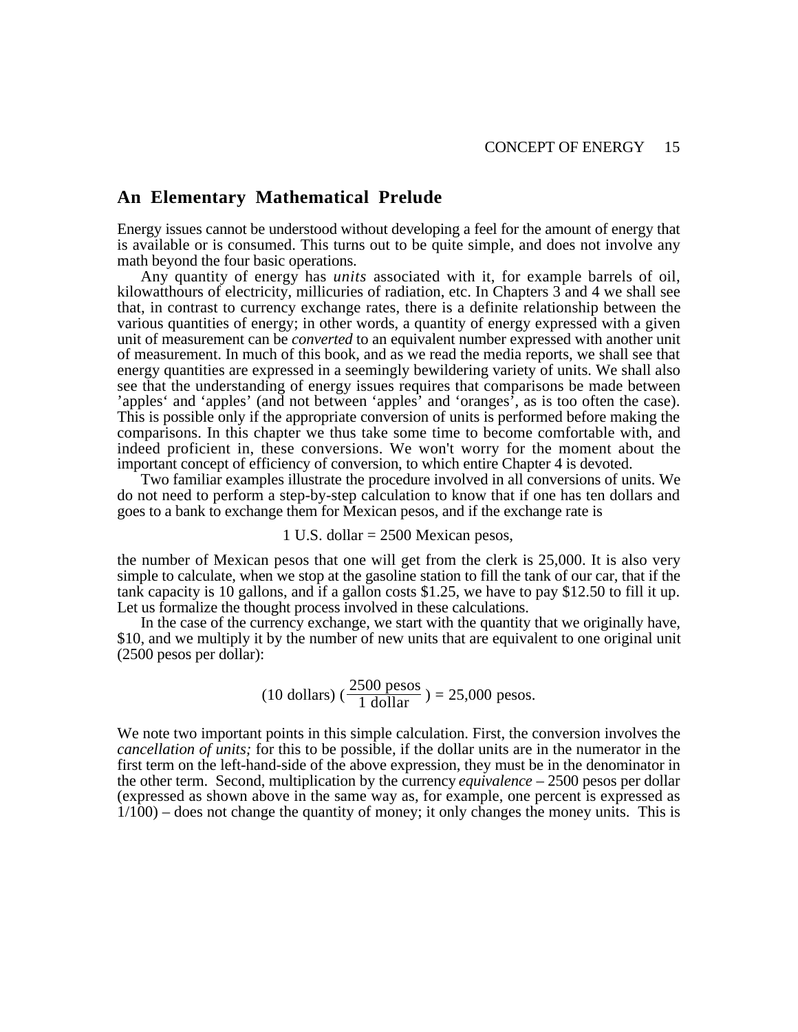## An Elementary Mathematical Prelude

Energy issues cannot be understood without developing a feel for the amount of energy that is available or is consumed. This turns out to be quite simple, and does not involve any math beyond the four basic operations.

Any quantity of energy has *units* associated with it, for example barrels of oil, kilowatthours of electricity, millicuries of radiation, etc. In Chapters 3 and 4 we shall see that, in contrast to currency exchange rates, there is a definite relationship between the various quantities of energy; in other words, a quantity of energy expressed with a given unit of measurement can be *converted* to an equivalent number expressed with another unit of measurement. In much of this book, and as we read the media reports, we shall see that energy quantities are expressed in a seemingly bewildering variety of units. We shall also see that the understanding of energy issues requires that comparisons be made between 'apples' and 'apples' (and not between 'apples' and 'oranges', as is too often the case). This is possible only if the appropriate conversion of units is performed before making the comparisons. In this chapter we thus take some time to become comfortable with, and indeed proficient in, these conversions. We won't worry for the moment about the important concept of efficiency of conversion, to which entire Chapter 4 is devoted.

Two familiar examples illustrate the procedure involved in all conversions of units. We do not need to perform a step-by-step calculation to know that if one has ten dollars and goes to a bank to exchange them for Mexican pesos, and if the exchange rate is

$$1 \text{ U.S. dollar} = 2500 \text{ Mexican pesos},$$

the number of Mexican pesos that one will get from the clerk is 25,000. It is also very simple to calculate, when we stop at the gasoline station to fill the tank of our car, that if the tank capacity is 10 gallons, and if a gallon costs $1.25, we have to pay $12.50 to fill it up. Let us formalize the thought process involved in these calculations.

In the case of the currency exchange, we start with the quantity that we originally have, $10, and we multiply it by the number of new units that are equivalent to one original unit (2500 pesos per dollar):

$$(10 \text{ dollars}) \left(\frac{2500 \text{ pesos}}{1 \text{ dollar}}\right) = 25{,}000 \text{ pesos}.$$

We note two important points in this simple calculation. First, the conversion involves the *cancellation of units;* for this to be possible, if the dollar units are in the numerator in the first term on the left-hand-side of the above expression, they must be in the denominator in the other term. Second, multiplication by the currency *equivalence* – 2500 pesos per dollar (expressed as shown above in the same way as, for example, one percent is expressed as 1/100) – does not change the quantity of money; it only changes the money units. This is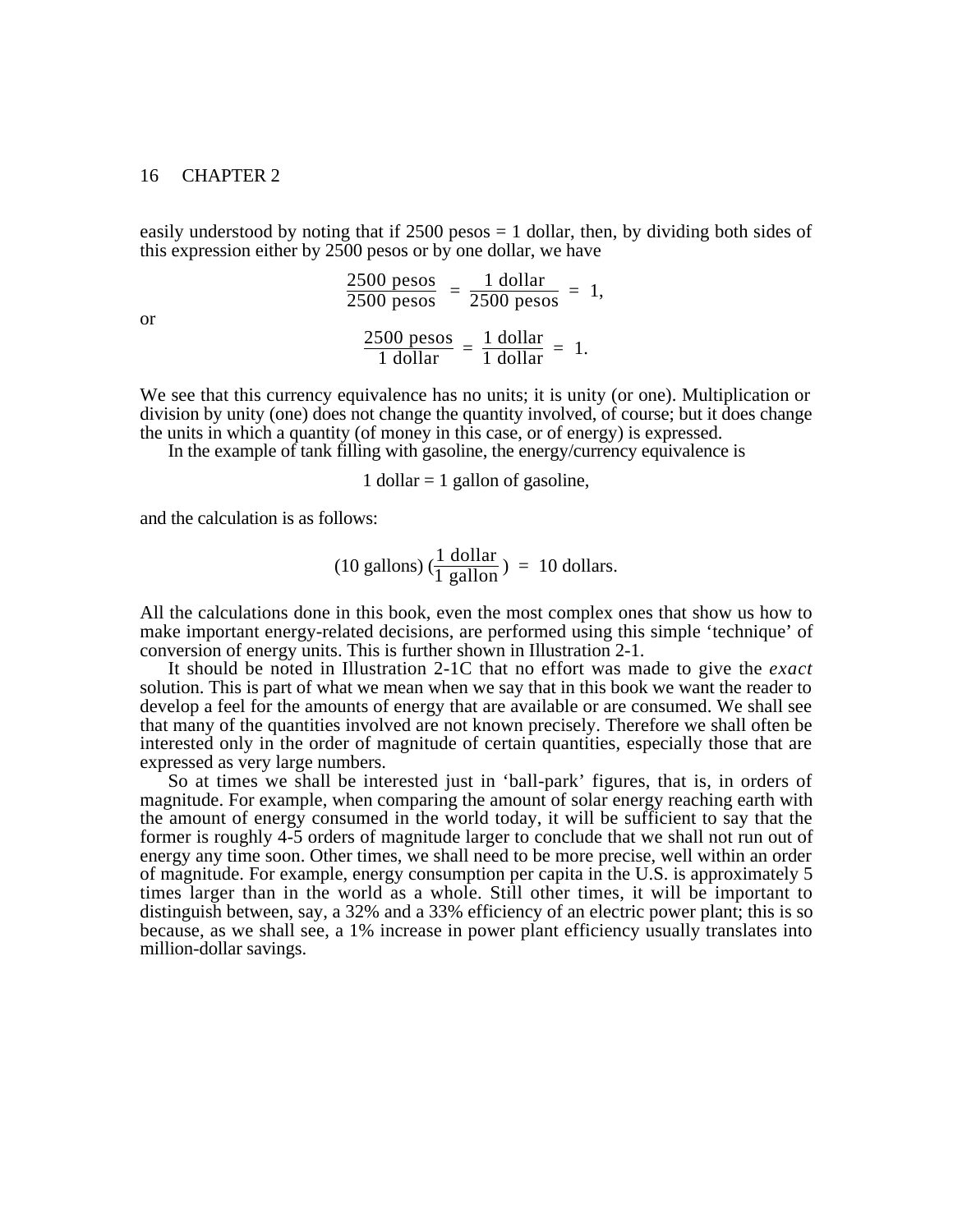easily understood by noting that if 2500 pesos = 1 dollar, then, by dividing both sides of this expression either by 2500 pesos or by one dollar, we have

$$\frac{2500 \text{ pesos}}{2500 \text{ pesos}} = \frac{1 \text{ dollar}}{2500 \text{ pesos}} = 1,$$

or

$$\frac{2500 \text{ pesos}}{1 \text{ dollar}} = \frac{1 \text{ dollar}}{1 \text{ dollar}} = 1.$$

We see that this currency equivalence has no units; it is unity (or one). Multiplication or division by unity (one) does not change the quantity involved, of course; but it does change the units in which a quantity (of money in this case, or of energy) is expressed.

In the example of tank filling with gasoline, the energy/currency equivalence is

1 dollar = 1 gallon of gasoline,

and the calculation is as follows:

$$(10 \text{ gallons}) \left(\frac{1 \text{ dollar}}{1 \text{ gallon}}\right) = 10 \text{ dollars.}$$

All the calculations done in this book, even the most complex ones that show us how to make important energy-related decisions, are performed using this simple 'technique' of conversion of energy units. This is further shown in Illustration 2-1.

It should be noted in Illustration 2-1C that no effort was made to give the *exact* solution. This is part of what we mean when we say that in this book we want the reader to develop a feel for the amounts of energy that are available or are consumed. We shall see that many of the quantities involved are not known precisely. Therefore we shall often be interested only in the order of magnitude of certain quantities, especially those that are expressed as very large numbers.

So at times we shall be interested just in 'ball-park' figures, that is, in orders of magnitude. For example, when comparing the amount of solar energy reaching earth with the amount of energy consumed in the world today, it will be sufficient to say that the former is roughly 4-5 orders of magnitude larger to conclude that we shall not run out of energy any time soon. Other times, we shall need to be more precise, well within an order of magnitude. For example, energy consumption per capita in the U.S. is approximately 5 times larger than in the world as a whole. Still other times, it will be important to distinguish between, say, a 32% and a 33% efficiency of an electric power plant; this is so because, as we shall see, a 1% increase in power plant efficiency usually translates into million-dollar savings.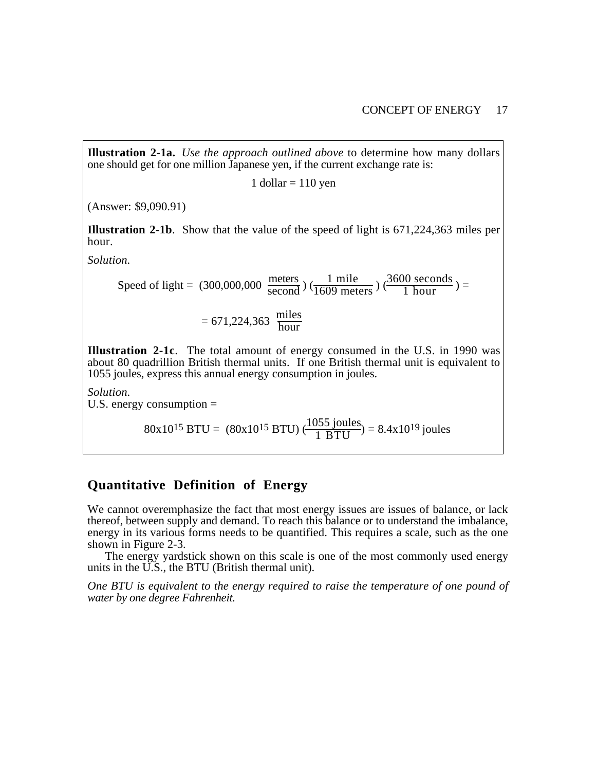**Illustration 2-1a.** *Use the approach outlined above* to determine how many dollars one should get for one million Japanese yen, if the current exchange rate is:

1 dollar = 110 yen

(Answer: $9,090.91)

**Illustration 2-1b**. Show that the value of the speed of light is 671,224,363 miles per hour.

*Solution.*

$$\text{Speed of light} = (300{,}000{,}000\ \frac{\text{meters}}{\text{second}})\,(\frac{1\ \text{mile}}{1609\ \text{meters}})\,(\frac{3600\ \text{seconds}}{1\ \text{hour}}) =$$

$$= 671{,}224{,}363\ \frac{\text{miles}}{\text{hour}}$$

**Illustration 2-1c**. The total amount of energy consumed in the U.S. in 1990 was about 80 quadrillion British thermal units. If one British thermal unit is equivalent to 1055 joules, express this annual energy consumption in joules.

*Solution.*
U.S. energy consumption =

$$80\text{x}10^{15}\ \text{BTU} = (80\text{x}10^{15}\ \text{BTU})\,(\frac{1055\ \text{joules}}{1\ \text{BTU}}) = 8.4\text{x}10^{19}\ \text{joules}$$

## Quantitative Definition of Energy

We cannot overemphasize the fact that most energy issues are issues of balance, or lack thereof, between supply and demand. To reach this balance or to understand the imbalance, energy in its various forms needs to be quantified. This requires a scale, such as the one shown in Figure 2-3.

The energy yardstick shown on this scale is one of the most commonly used energy units in the U.S., the BTU (British thermal unit).

*One BTU is equivalent to the energy required to raise the temperature of one pound of water by one degree Fahrenheit.*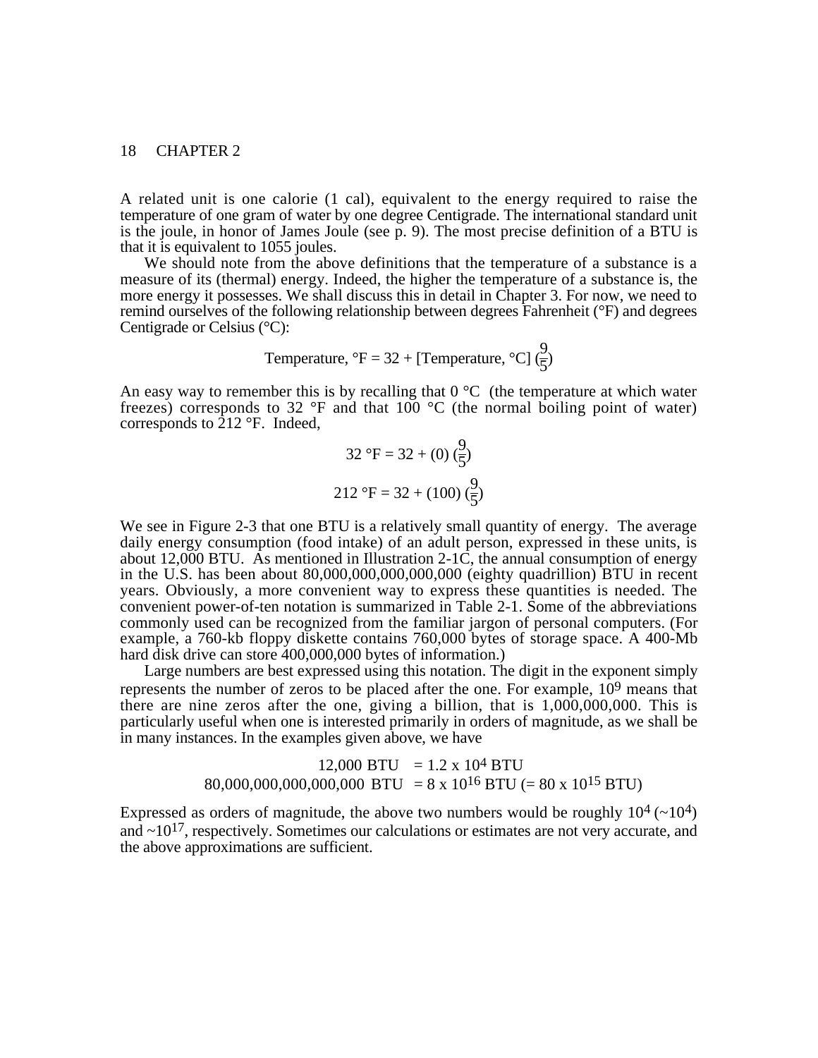A related unit is one calorie (1 cal), equivalent to the energy required to raise the temperature of one gram of water by one degree Centigrade. The international standard unit is the joule, in honor of James Joule (see p. 9). The most precise definition of a BTU is that it is equivalent to 1055 joules.

We should note from the above definitions that the temperature of a substance is a measure of its (thermal) energy. Indeed, the higher the temperature of a substance is, the more energy it possesses. We shall discuss this in detail in Chapter 3. For now, we need to remind ourselves of the following relationship between degrees Fahrenheit (°F) and degrees Centigrade or Celsius (°C):

$$\text{Temperature, °F} = 32 + [\text{Temperature, °C}]\left(\frac{9}{5}\right)$$

An easy way to remember this is by recalling that 0 °C (the temperature at which water freezes) corresponds to 32 °F and that 100 °C (the normal boiling point of water) corresponds to 212 °F. Indeed,

$$32\ \text{°F} = 32 + (0)\left(\frac{9}{5}\right)$$

$$212\ \text{°F} = 32 + (100)\left(\frac{9}{5}\right)$$

We see in Figure 2-3 that one BTU is a relatively small quantity of energy. The average daily energy consumption (food intake) of an adult person, expressed in these units, is about 12,000 BTU. As mentioned in Illustration 2-1C, the annual consumption of energy in the U.S. has been about 80,000,000,000,000,000 (eighty quadrillion) BTU in recent years. Obviously, a more convenient way to express these quantities is needed. The convenient power-of-ten notation is summarized in Table 2-1. Some of the abbreviations commonly used can be recognized from the familiar jargon of personal computers. (For example, a 760-kb floppy diskette contains 760,000 bytes of storage space. A 400-Mb hard disk drive can store 400,000,000 bytes of information.)

Large numbers are best expressed using this notation. The digit in the exponent simply represents the number of zeros to be placed after the one. For example, $10^9$ means that there are nine zeros after the one, giving a billion, that is 1,000,000,000. This is particularly useful when one is interested primarily in orders of magnitude, as we shall be in many instances. In the examples given above, we have

$$12{,}000\ \text{BTU} = 1.2 \times 10^4\ \text{BTU}$$

$$80{,}000{,}000{,}000{,}000{,}000\ \text{BTU} = 8 \times 10^{16}\ \text{BTU}\ (= 80 \times 10^{15}\ \text{BTU})$$

Expressed as orders of magnitude, the above two numbers would be roughly $10^4$ ($\sim 10^4$) and $\sim 10^{17}$, respectively. Sometimes our calculations or estimates are not very accurate, and the above approximations are sufficient.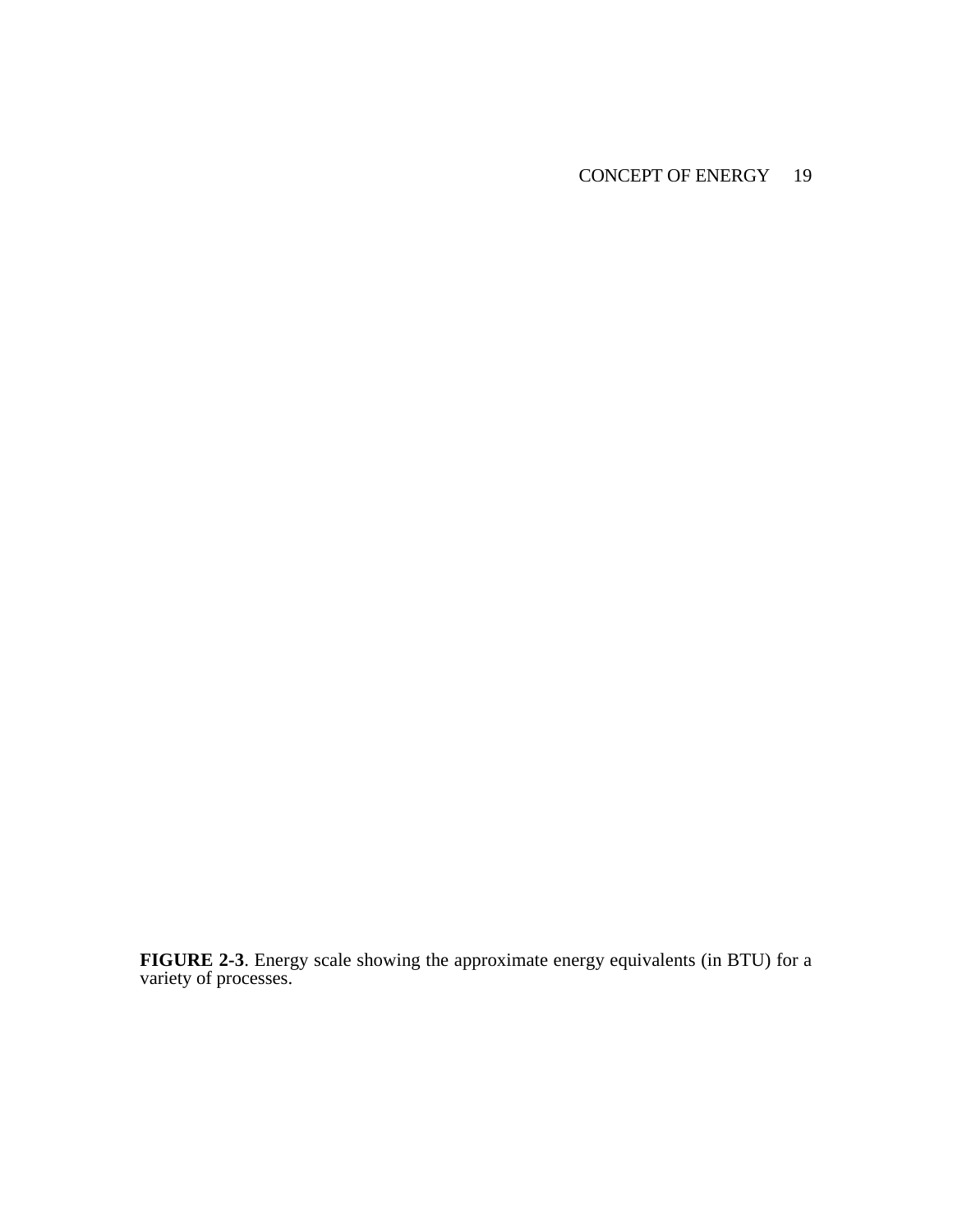**FIGURE 2-3**. Energy scale showing the approximate energy equivalents (in BTU) for a variety of processes.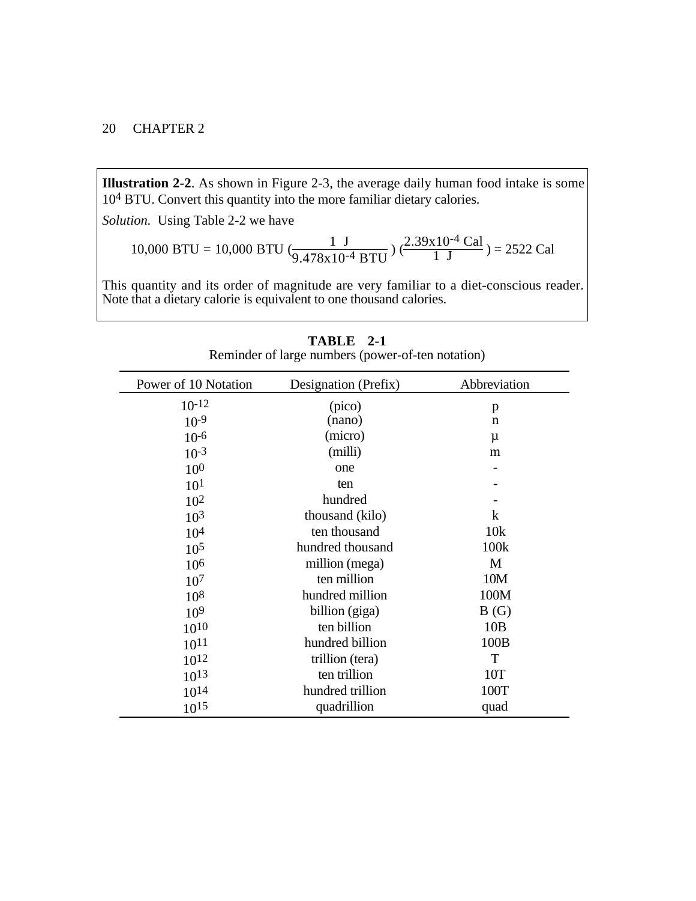**Illustration 2-2**. As shown in Figure 2-3, the average daily human food intake is some $10^4$ BTU. Convert this quantity into the more familiar dietary calories.

*Solution.* Using Table 2-2 we have

$$10{,}000 \text{ BTU} = 10{,}000 \text{ BTU} \left(\frac{1 \text{ J}}{9.478\text{x}10^{-4} \text{ BTU}}\right) \left(\frac{2.39\text{x}10^{-4} \text{ Cal}}{1 \text{ J}}\right) = 2522 \text{ Cal}$$

This quantity and its order of magnitude are very familiar to a diet-conscious reader. Note that a dietary calorie is equivalent to one thousand calories.

**TABLE 2-1**
Reminder of large numbers (power-of-ten notation)

| Power of 10 Notation | Designation (Prefix) | Abbreviation |
|---|---|---|
| $10^{-12}$ | (pico) | p |
| $10^{-9}$ | (nano) | n |
| $10^{-6}$ | (micro) | µ |
| $10^{-3}$ | (milli) | m |
| $10^{0}$ | one | - |
| $10^{1}$ | ten | - |
| $10^{2}$ | hundred | - |
| $10^{3}$ | thousand (kilo) | k |
| $10^{4}$ | ten thousand | 10k |
| $10^{5}$ | hundred thousand | 100k |
| $10^{6}$ | million (mega) | M |
| $10^{7}$ | ten million | 10M |
| $10^{8}$ | hundred million | 100M |
| $10^{9}$ | billion (giga) | B (G) |
| $10^{10}$ | ten billion | 10B |
| $10^{11}$ | hundred billion | 100B |
| $10^{12}$ | trillion (tera) | T |
| $10^{13}$ | ten trillion | 10T |
| $10^{14}$ | hundred trillion | 100T |
| $10^{15}$ | quadrillion | quad |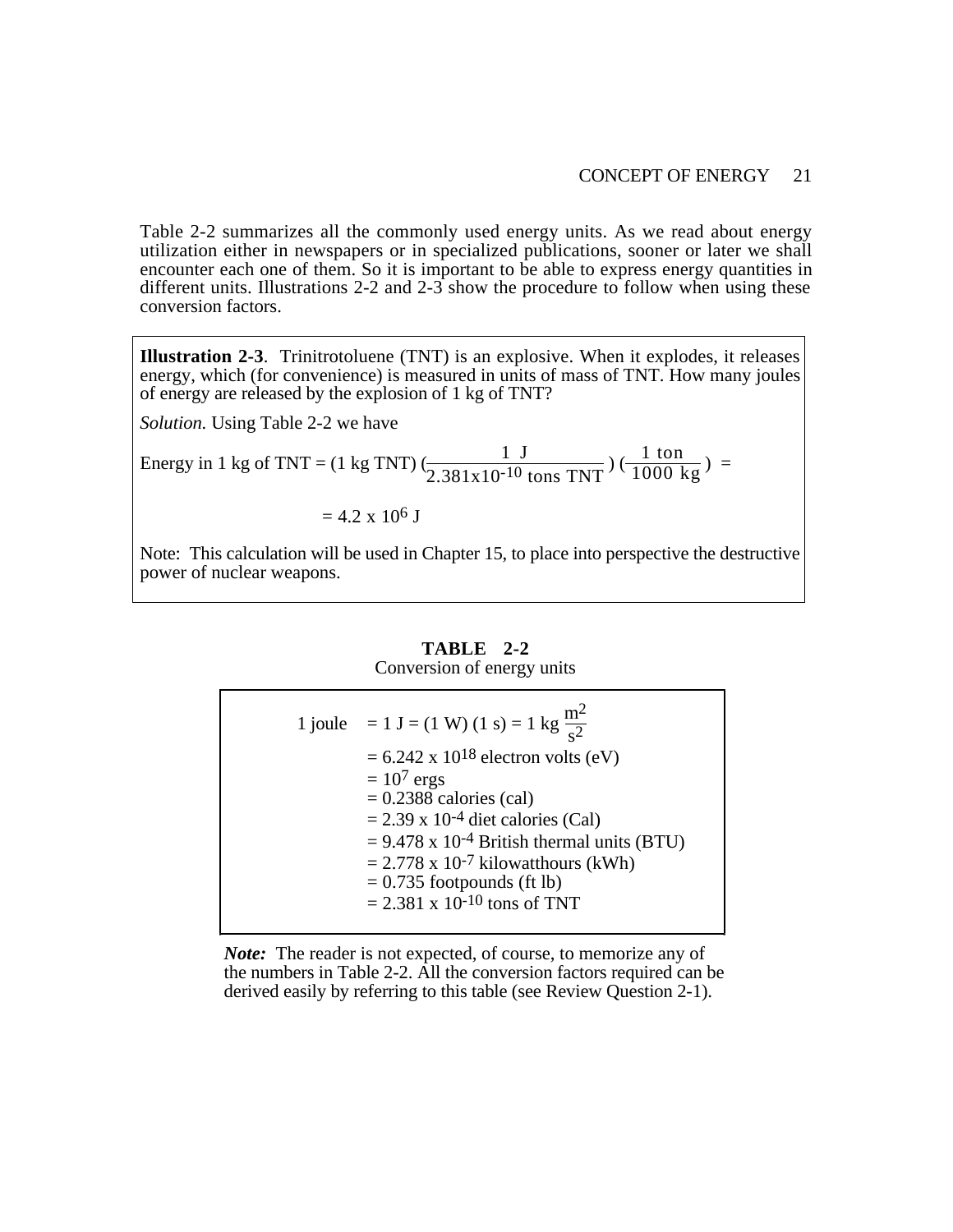Table 2-2 summarizes all the commonly used energy units. As we read about energy utilization either in newspapers or in specialized publications, sooner or later we shall encounter each one of them. So it is important to be able to express energy quantities in different units. Illustrations 2-2 and 2-3 show the procedure to follow when using these conversion factors.

**Illustration 2-3**. Trinitrotoluene (TNT) is an explosive. When it explodes, it releases energy, which (for convenience) is measured in units of mass of TNT. How many joules of energy are released by the explosion of 1 kg of TNT?

*Solution.* Using Table 2-2 we have

$$\text{Energy in 1 kg of TNT} = (1 \text{ kg TNT}) \left(\frac{1 \text{ J}}{2.381 \times 10^{-10} \text{ tons TNT}}\right) \left(\frac{1 \text{ ton}}{1000 \text{ kg}}\right) =$$

$$= 4.2 \times 10^{6} \text{ J}$$

Note: This calculation will be used in Chapter 15, to place into perspective the destructive power of nuclear weapons.

**TABLE 2-2**
Conversion of energy units

$$1 \text{ joule} = 1 \text{ J} = (1 \text{ W})(1 \text{ s}) = 1 \text{ kg } \frac{\text{m}^2}{\text{s}^2}$$

- $= 6.242 \times 10^{18}$ electron volts (eV)
- $= 10^{7}$ ergs
- $= 0.2388$ calories (cal)
- $= 2.39 \times 10^{-4}$ diet calories (Cal)
- $= 9.478 \times 10^{-4}$ British thermal units (BTU)
- $= 2.778 \times 10^{-7}$ kilowatthours (kWh)
- $= 0.735$ footpounds (ft lb)
- $= 2.381 \times 10^{-10}$ tons of TNT

***Note:*** The reader is not expected, of course, to memorize any of the numbers in Table 2-2. All the conversion factors required can be derived easily by referring to this table (see Review Question 2-1).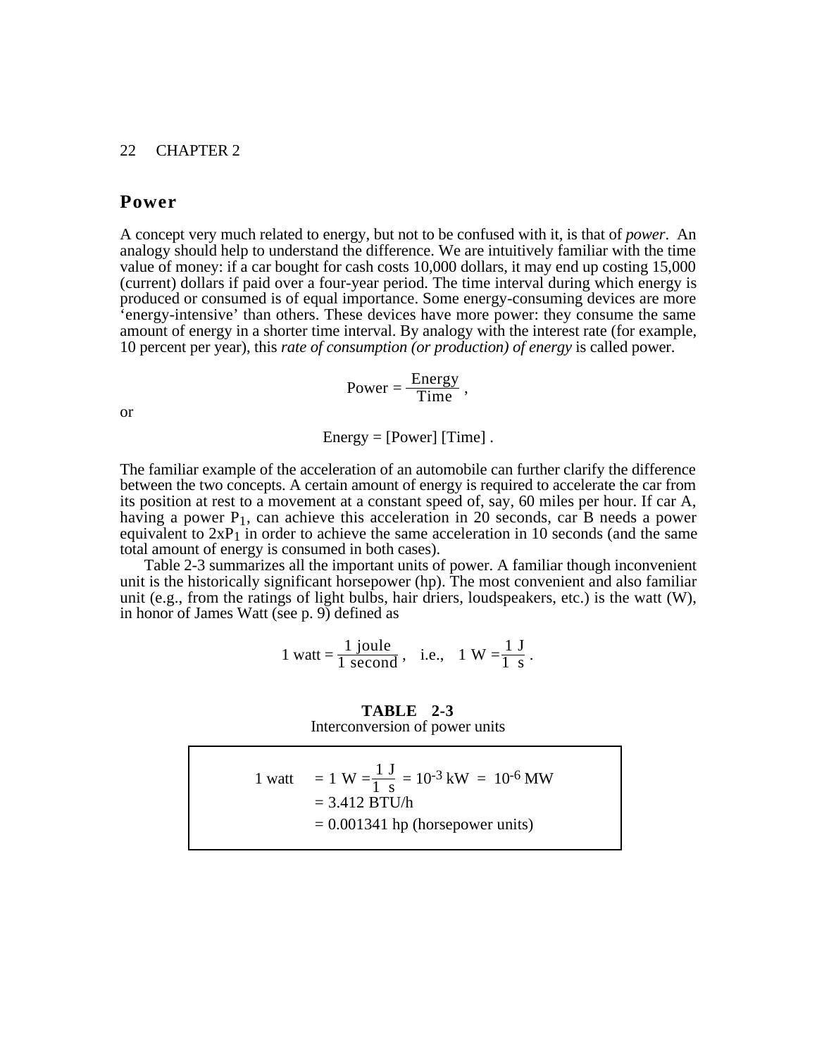## Power

A concept very much related to energy, but not to be confused with it, is that of *power*. An analogy should help to understand the difference. We are intuitively familiar with the time value of money: if a car bought for cash costs 10,000 dollars, it may end up costing 15,000 (current) dollars if paid over a four-year period. The time interval during which energy is produced or consumed is of equal importance. Some energy-consuming devices are more 'energy-intensive' than others. These devices have more power: they consume the same amount of energy in a shorter time interval. By analogy with the interest rate (for example, 10 percent per year), this *rate of consumption (or production) of energy* is called power.

$$\text{Power} = \frac{\text{Energy}}{\text{Time}} ,$$

or

$$\text{Energy} = [\text{Power}]\,[\text{Time}] .$$

The familiar example of the acceleration of an automobile can further clarify the difference between the two concepts. A certain amount of energy is required to accelerate the car from its position at rest to a movement at a constant speed of, say, 60 miles per hour. If car A, having a power $P_1$, can achieve this acceleration in 20 seconds, car B needs a power equivalent to $2xP_1$ in order to achieve the same acceleration in 10 seconds (and the same total amount of energy is consumed in both cases).

Table 2-3 summarizes all the important units of power. A familiar though inconvenient unit is the historically significant horsepower (hp). The most convenient and also familiar unit (e.g., from the ratings of light bulbs, hair driers, loudspeakers, etc.) is the watt (W), in honor of James Watt (see p. 9) defined as

$$1 \text{ watt} = \frac{1 \text{ joule}}{1 \text{ second}} , \quad \text{i.e.,} \quad 1 \text{ W} = \frac{1 \text{ J}}{1 \text{ s}} .$$

**TABLE 2-3**
Interconversion of power units

$$1 \text{ watt} = 1 \text{ W} = \frac{1 \text{ J}}{1 \text{ s}} = 10^{-3} \text{ kW} = 10^{-6} \text{ MW}$$
$$= 3.412 \text{ BTU/h}$$
$$= 0.001341 \text{ hp (horsepower units)}$$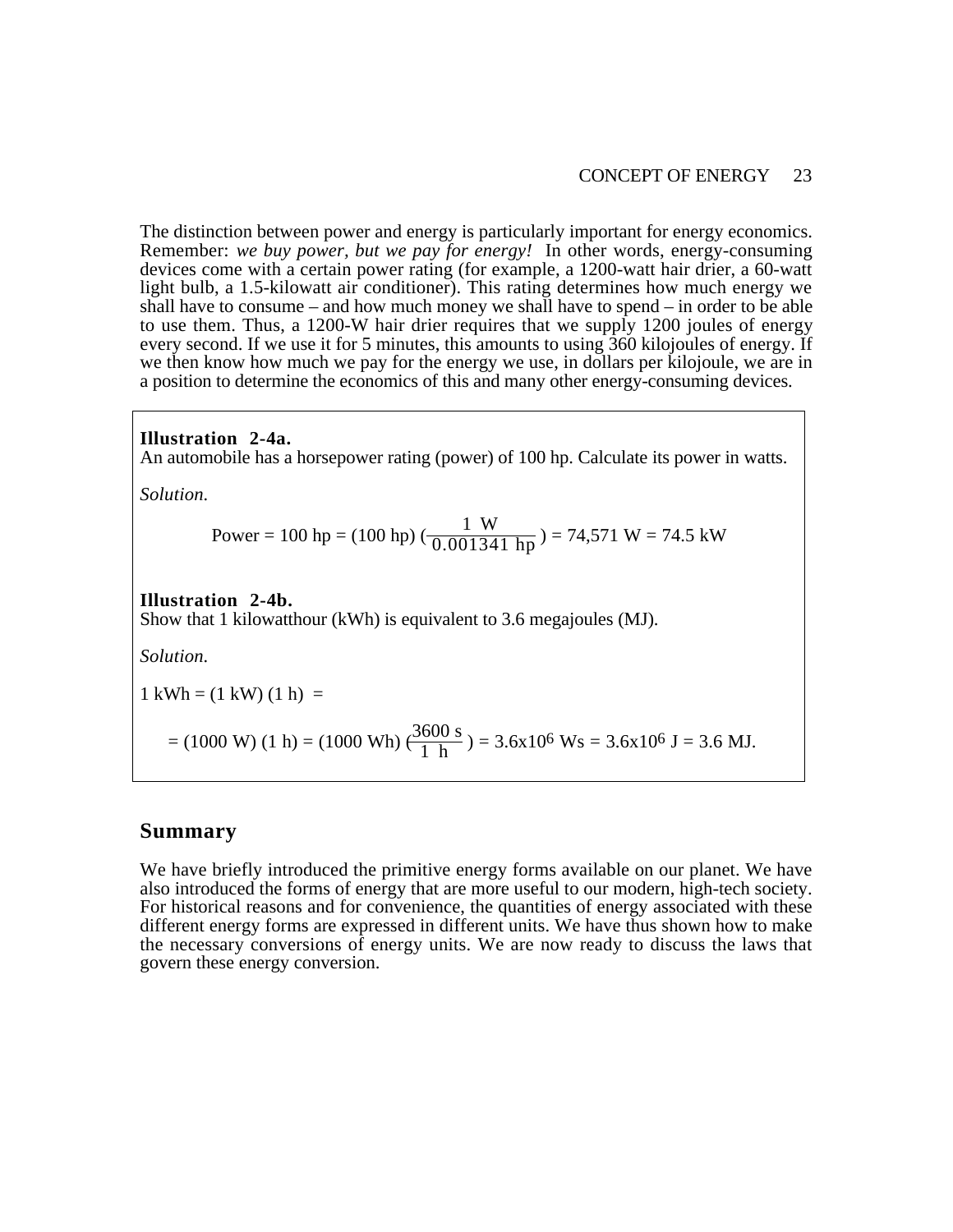The distinction between power and energy is particularly important for energy economics. Remember: *we buy power, but we pay for energy!* In other words, energy-consuming devices come with a certain power rating (for example, a 1200-watt hair drier, a 60-watt light bulb, a 1.5-kilowatt air conditioner). This rating determines how much energy we shall have to consume – and how much money we shall have to spend – in order to be able to use them. Thus, a 1200-W hair drier requires that we supply 1200 joules of energy every second. If we use it for 5 minutes, this amounts to using 360 kilojoules of energy. If we then know how much we pay for the energy we use, in dollars per kilojoule, we are in a position to determine the economics of this and many other energy-consuming devices.

**Illustration 2-4a.**
An automobile has a horsepower rating (power) of 100 hp. Calculate its power in watts.

*Solution.*

$$\text{Power} = 100 \text{ hp} = (100 \text{ hp}) \left(\frac{1 \text{ W}}{0.001341 \text{ hp}}\right) = 74{,}571 \text{ W} = 74.5 \text{ kW}$$

**Illustration 2-4b.**
Show that 1 kilowatthour (kWh) is equivalent to 3.6 megajoules (MJ).

*Solution.*

$$1 \text{ kWh} = (1 \text{ kW})(1 \text{ h}) =$$

$$= (1000 \text{ W})(1 \text{ h}) = (1000 \text{ Wh}) \left(\frac{3600 \text{ s}}{1 \text{ h}}\right) = 3.6\text{x}10^6 \text{ Ws} = 3.6\text{x}10^6 \text{ J} = 3.6 \text{ MJ}.$$

## Summary

We have briefly introduced the primitive energy forms available on our planet. We have also introduced the forms of energy that are more useful to our modern, high-tech society. For historical reasons and for convenience, the quantities of energy associated with these different energy forms are expressed in different units. We have thus shown how to make the necessary conversions of energy units. We are now ready to discuss the laws that govern these energy conversion.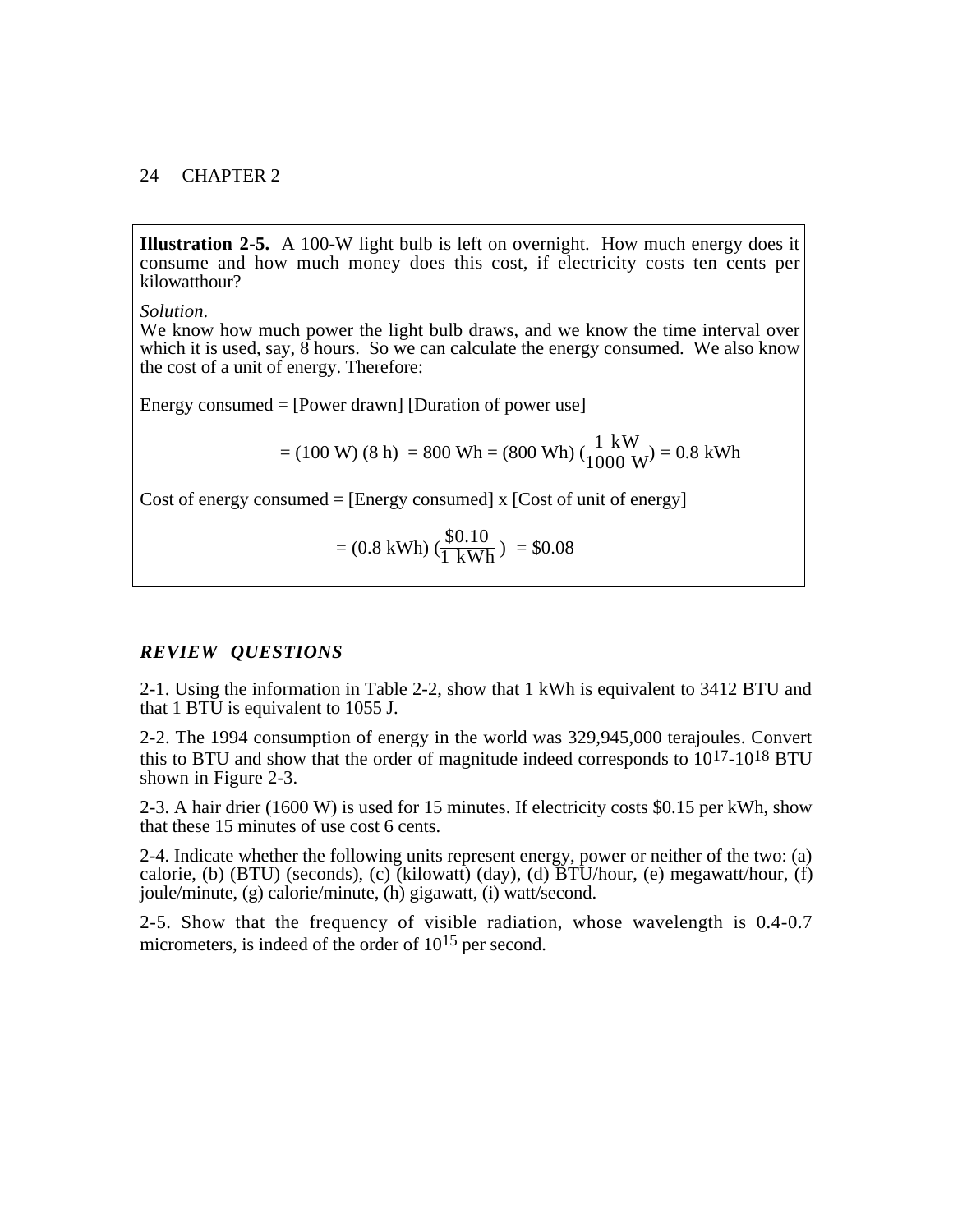**Illustration 2-5.** A 100-W light bulb is left on overnight. How much energy does it consume and how much money does this cost, if electricity costs ten cents per kilowatthour?

*Solution.*
We know how much power the light bulb draws, and we know the time interval over which it is used, say, 8 hours. So we can calculate the energy consumed. We also know the cost of a unit of energy. Therefore:

Energy consumed = [Power drawn] [Duration of power use]

$$= (100 \text{ W}) (8 \text{ h}) = 800 \text{ Wh} = (800 \text{ Wh}) \left(\frac{1 \text{ kW}}{1000 \text{ W}}\right) = 0.8 \text{ kWh}$$

Cost of energy consumed = [Energy consumed] x [Cost of unit of energy]

$$= (0.8 \text{ kWh}) \left(\frac{\$0.10}{1 \text{ kWh}}\right) = \$0.08$$

### *REVIEW QUESTIONS*

2-1. Using the information in Table 2-2, show that 1 kWh is equivalent to 3412 BTU and that 1 BTU is equivalent to 1055 J.

2-2. The 1994 consumption of energy in the world was 329,945,000 terajoules. Convert this to BTU and show that the order of magnitude indeed corresponds to $10^{17}$-$10^{18}$ BTU shown in Figure 2-3.

2-3. A hair drier (1600 W) is used for 15 minutes. If electricity costs \$0.15 per kWh, show that these 15 minutes of use cost 6 cents.

2-4. Indicate whether the following units represent energy, power or neither of the two: (a) calorie, (b) (BTU) (seconds), (c) (kilowatt) (day), (d) BTU/hour, (e) megawatt/hour, (f) joule/minute, (g) calorie/minute, (h) gigawatt, (i) watt/second.

2-5. Show that the frequency of visible radiation, whose wavelength is 0.4-0.7 micrometers, is indeed of the order of $10^{15}$ per second.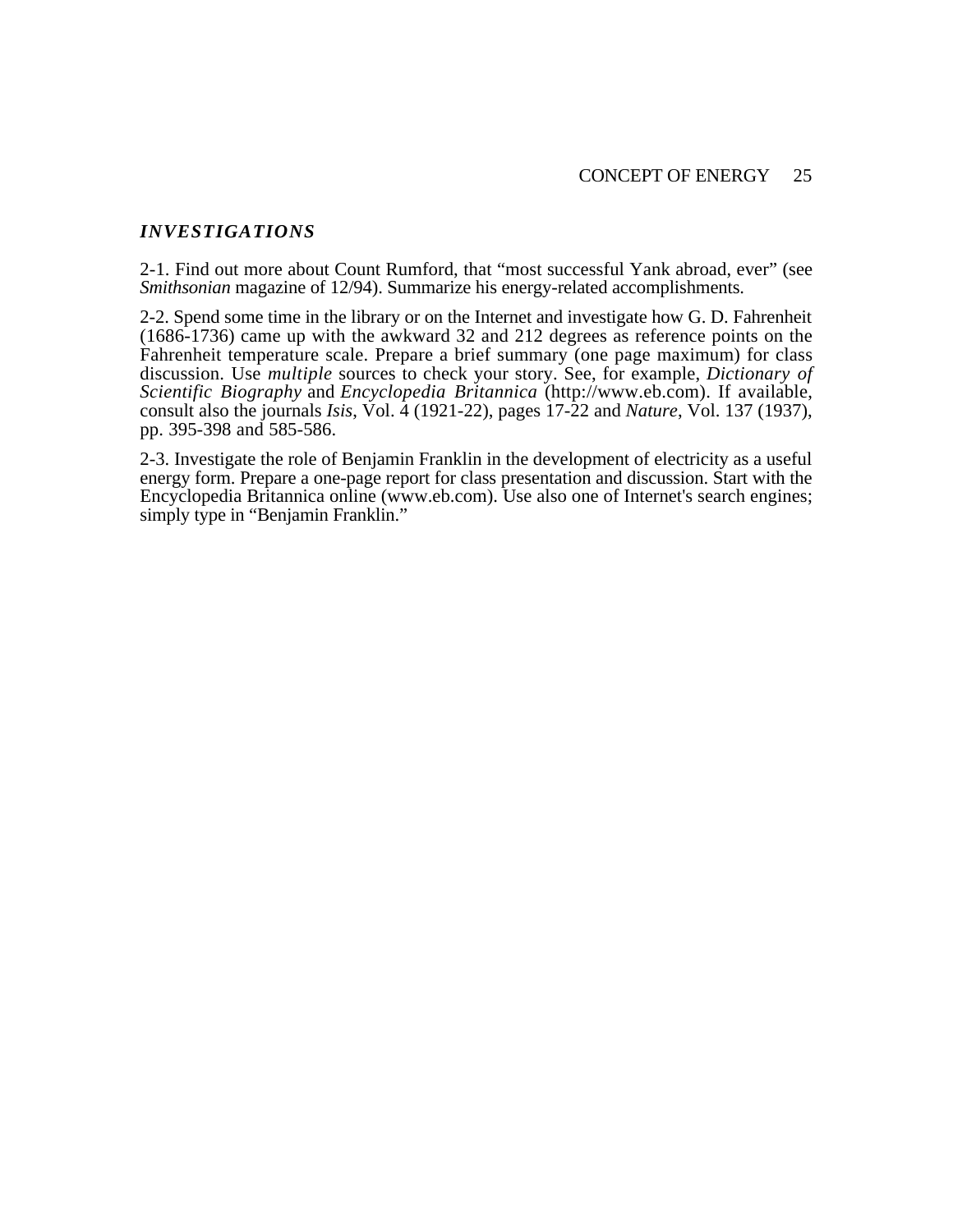### ***INVESTIGATIONS***

2-1. Find out more about Count Rumford, that “most successful Yank abroad, ever” (see *Smithsonian* magazine of 12/94). Summarize his energy-related accomplishments.

2-2. Spend some time in the library or on the Internet and investigate how G. D. Fahrenheit (1686-1736) came up with the awkward 32 and 212 degrees as reference points on the Fahrenheit temperature scale. Prepare a brief summary (one page maximum) for class discussion. Use *multiple* sources to check your story. See, for example, *Dictionary of Scientific Biography* and *Encyclopedia Britannica* (http://www.eb.com). If available, consult also the journals *Isis*, Vol. 4 (1921-22), pages 17-22 and *Nature*, Vol. 137 (1937), pp. 395-398 and 585-586.

2-3. Investigate the role of Benjamin Franklin in the development of electricity as a useful energy form. Prepare a one-page report for class presentation and discussion. Start with the Encyclopedia Britannica online (www.eb.com). Use also one of Internet's search engines; simply type in “Benjamin Franklin.”